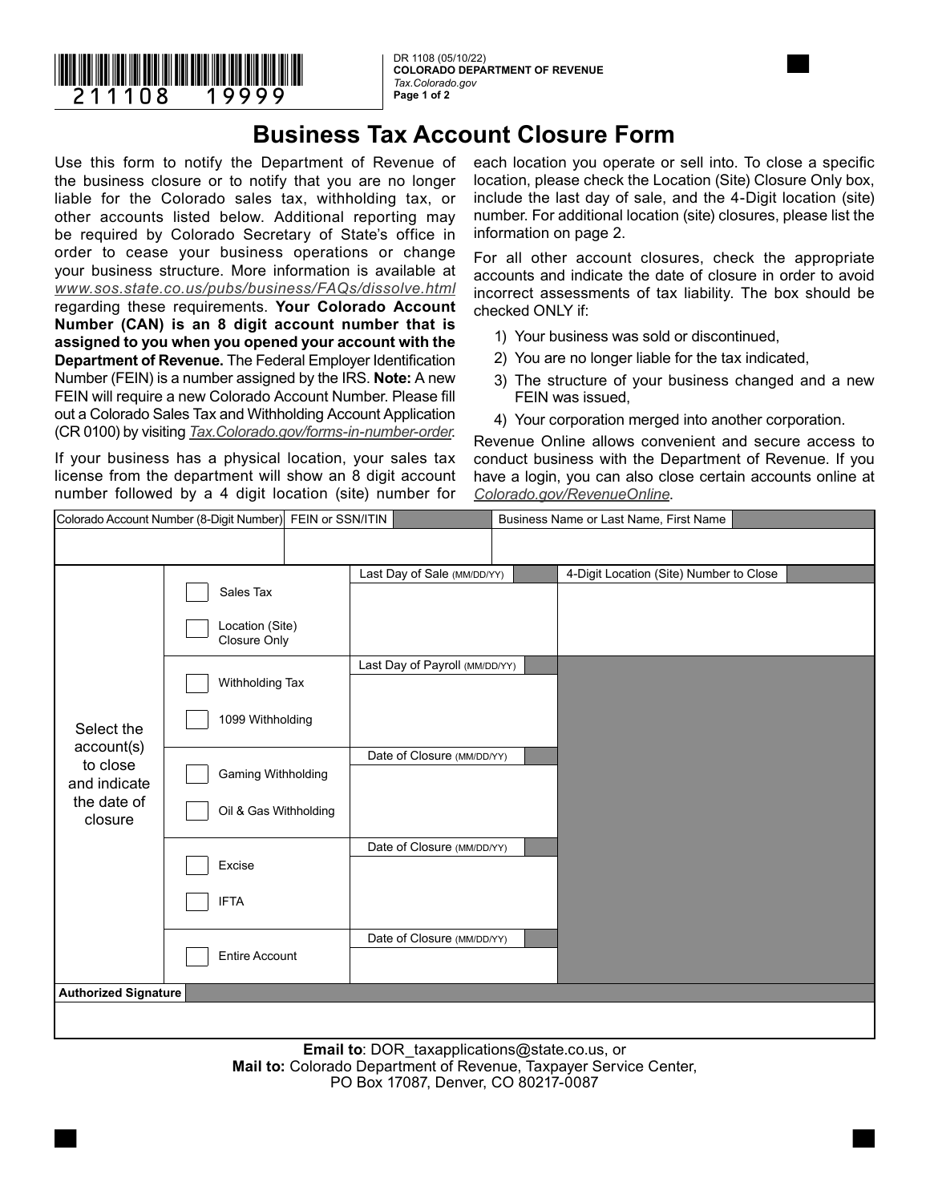DR 1108 (05/10/22)
**COLORADO DEPARTMENT OF REVENUE**
*Tax.Colorado.gov*

# Business Tax Account Closure Form

Use this form to notify the Department of Revenue of the business closure or to notify that you are no longer liable for the Colorado sales tax, withholding tax, or other accounts listed below. Additional reporting may be required by Colorado Secretary of State's office in order to cease your business operations or change your business structure. More information is available at *www.sos.state.co.us/pubs/business/FAQs/dissolve.html* regarding these requirements. **Your Colorado Account Number (CAN) is an 8 digit account number that is assigned to you when you opened your account with the Department of Revenue.** The Federal Employer Identification Number (FEIN) is a number assigned by the IRS. **Note:** A new FEIN will require a new Colorado Account Number. Please fill out a Colorado Sales Tax and Withholding Account Application (CR 0100) by visiting *Tax.Colorado.gov/forms-in-number-order*.

If your business has a physical location, your sales tax license from the department will show an 8 digit account number followed by a 4 digit location (site) number for each location you operate or sell into. To close a specific location, please check the Location (Site) Closure Only box, include the last day of sale, and the 4-Digit location (site) number. For additional location (site) closures, please list the information on page 2.

For all other account closures, check the appropriate accounts and indicate the date of closure in order to avoid incorrect assessments of tax liability. The box should be checked ONLY if:

1) Your business was sold or discontinued,
2) You are no longer liable for the tax indicated,
3) The structure of your business changed and a new FEIN was issued,
4) Your corporation merged into another corporation.

Revenue Online allows convenient and secure access to conduct business with the Department of Revenue. If you have a login, you can also close certain accounts online at *Colorado.gov/RevenueOnline*.

| Colorado Account Number (8-Digit Number) | FEIN or SSN/ITIN | Business Name or Last Name, First Name |
|---|---|---|
| | | |

| Select the account(s) to close and indicate the date of closure | Account | Date | 4-Digit Location (Site) Number to Close |
|---|---|---|---|
| | ☐ Sales Tax<br>☐ Location (Site) Closure Only | Last Day of Sale (MM/DD/YY) | |
| | ☐ Withholding Tax<br>☐ 1099 Withholding | Last Day of Payroll (MM/DD/YY) | |
| | ☐ Gaming Withholding<br>☐ Oil & Gas Withholding | Date of Closure (MM/DD/YY) | |
| | ☐ Excise<br>☐ IFTA | Date of Closure (MM/DD/YY) | |
| | ☐ Entire Account | Date of Closure (MM/DD/YY) | |

**Authorized Signature**

**Email to**: DOR_taxapplications@state.co.us, or
**Mail to:** Colorado Department of Revenue, Taxpayer Service Center, PO Box 17087, Denver, CO 80217-0087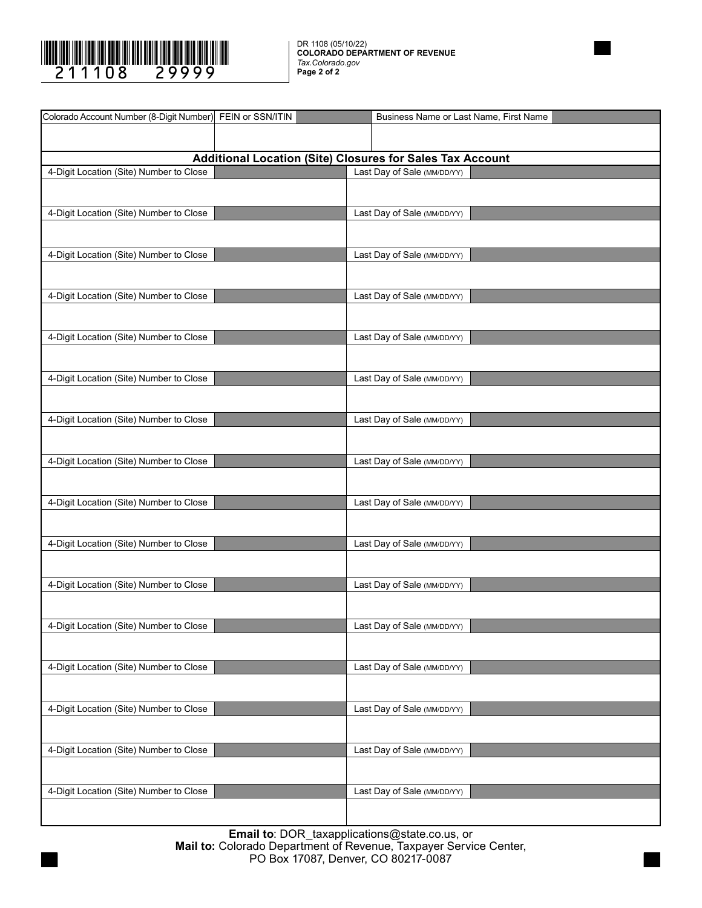DR 1108 (05/10/22)
**COLORADO DEPARTMENT OF REVENUE**
*Tax.Colorado.gov*

| Colorado Account Number (8-Digit Number) | FEIN or SSN/ITIN | Business Name or Last Name, First Name |
|---|---|---|
| | | |

## Additional Location (Site) Closures for Sales Tax Account

| 4-Digit Location (Site) Number to Close | Last Day of Sale (MM/DD/YY) |
|---|---|
| | |
| | |
| | |
| | |
| | |
| | |
| | |
| | |
| | |
| | |
| | |
| | |
| | |
| | |
| | |
| | |

**Email to**: DOR_taxapplications@state.co.us, or
**Mail to:** Colorado Department of Revenue, Taxpayer Service Center, PO Box 17087, Denver, CO 80217-0087